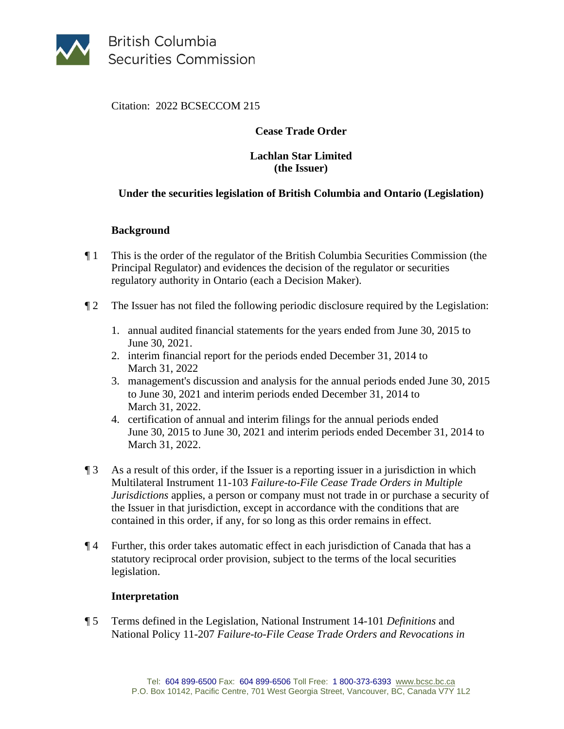British Columbia Securities Commission

Citation: 2022 BCSECCOM 215

**Cease Trade Order**

**Lachlan Star Limited**
**(the Issuer)**

**Under the securities legislation of British Columbia and Ontario (Legislation)**

**Background**

¶ 1 This is the order of the regulator of the British Columbia Securities Commission (the Principal Regulator) and evidences the decision of the regulator or securities regulatory authority in Ontario (each a Decision Maker).

¶ 2 The Issuer has not filed the following periodic disclosure required by the Legislation:

1. annual audited financial statements for the years ended from June 30, 2015 to June 30, 2021.
2. interim financial report for the periods ended December 31, 2014 to March 31, 2022
3. management's discussion and analysis for the annual periods ended June 30, 2015 to June 30, 2021 and interim periods ended December 31, 2014 to March 31, 2022.
4. certification of annual and interim filings for the annual periods ended June 30, 2015 to June 30, 2021 and interim periods ended December 31, 2014 to March 31, 2022.

¶ 3 As a result of this order, if the Issuer is a reporting issuer in a jurisdiction in which Multilateral Instrument 11-103 *Failure-to-File Cease Trade Orders in Multiple Jurisdictions* applies, a person or company must not trade in or purchase a security of the Issuer in that jurisdiction, except in accordance with the conditions that are contained in this order, if any, for so long as this order remains in effect.

¶ 4 Further, this order takes automatic effect in each jurisdiction of Canada that has a statutory reciprocal order provision, subject to the terms of the local securities legislation.

**Interpretation**

¶ 5 Terms defined in the Legislation, National Instrument 14-101 *Definitions* and National Policy 11-207 *Failure-to-File Cease Trade Orders and Revocations in*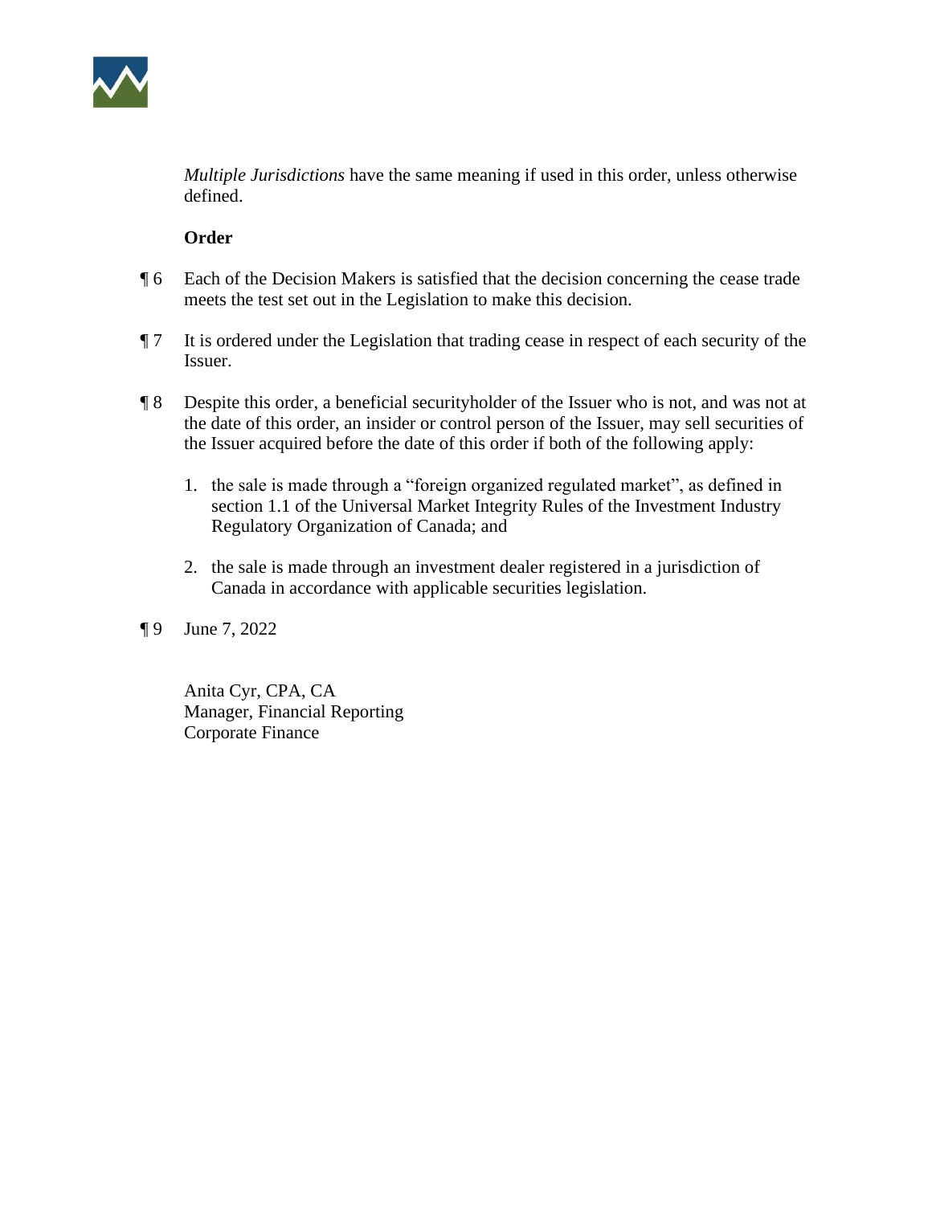*Multiple Jurisdictions* have the same meaning if used in this order, unless otherwise defined.

**Order**

¶ 6 Each of the Decision Makers is satisfied that the decision concerning the cease trade meets the test set out in the Legislation to make this decision.

¶ 7 It is ordered under the Legislation that trading cease in respect of each security of the Issuer.

¶ 8 Despite this order, a beneficial securityholder of the Issuer who is not, and was not at the date of this order, an insider or control person of the Issuer, may sell securities of the Issuer acquired before the date of this order if both of the following apply:

1. the sale is made through a "foreign organized regulated market", as defined in section 1.1 of the Universal Market Integrity Rules of the Investment Industry Regulatory Organization of Canada; and

2. the sale is made through an investment dealer registered in a jurisdiction of Canada in accordance with applicable securities legislation.

¶ 9 June 7, 2022

Anita Cyr, CPA, CA
Manager, Financial Reporting
Corporate Finance